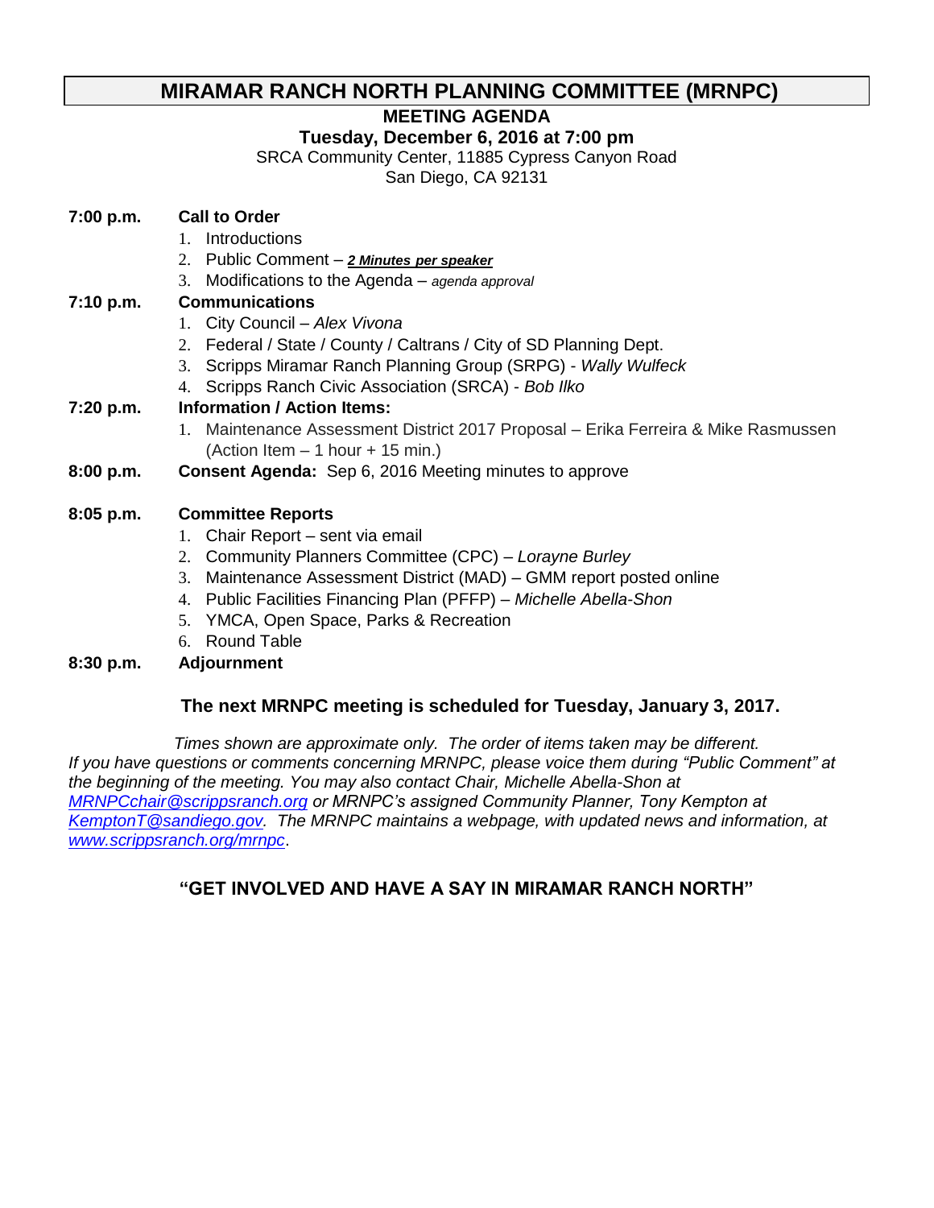# MIRAMAR RANCH NORTH PLANNING COMMITTEE (MRNPC)

## MEETING AGENDA

### Tuesday, December 6, 2016 at 7:00 pm

SRCA Community Center, 11885 Cypress Canyon Road
San Diego, CA 92131

**7:00 p.m. Call to Order**

1. Introductions
2. Public Comment – ***2 Minutes per speaker***
3. Modifications to the Agenda – *agenda approval*

**7:10 p.m. Communications**

1. City Council – *Alex Vivona*
2. Federal / State / County / Caltrans / City of SD Planning Dept.
3. Scripps Miramar Ranch Planning Group (SRPG) - *Wally Wulfeck*
4. Scripps Ranch Civic Association (SRCA) - *Bob Ilko*

**7:20 p.m. Information / Action Items:**

1. Maintenance Assessment District 2017 Proposal – Erika Ferreira & Mike Rasmussen (Action Item – 1 hour + 15 min.)

**8:00 p.m. Consent Agenda:** Sep 6, 2016 Meeting minutes to approve

**8:05 p.m. Committee Reports**

1. Chair Report – sent via email
2. Community Planners Committee (CPC) – *Lorayne Burley*
3. Maintenance Assessment District (MAD) – GMM report posted online
4. Public Facilities Financing Plan (PFFP) – *Michelle Abella-Shon*
5. YMCA, Open Space, Parks & Recreation
6. Round Table

**8:30 p.m. Adjournment**

**The next MRNPC meeting is scheduled for Tuesday, January 3, 2017.**

*Times shown are approximate only. The order of items taken may be different. If you have questions or comments concerning MRNPC, please voice them during "Public Comment" at the beginning of the meeting. You may also contact Chair, Michelle Abella-Shon at MRNPCchair@scrippsranch.org or MRNPC's assigned Community Planner, Tony Kempton at KemptonT@sandiego.gov. The MRNPC maintains a webpage, with updated news and information, at www.scrippsranch.org/mrnpc.*

**"GET INVOLVED AND HAVE A SAY IN MIRAMAR RANCH NORTH"**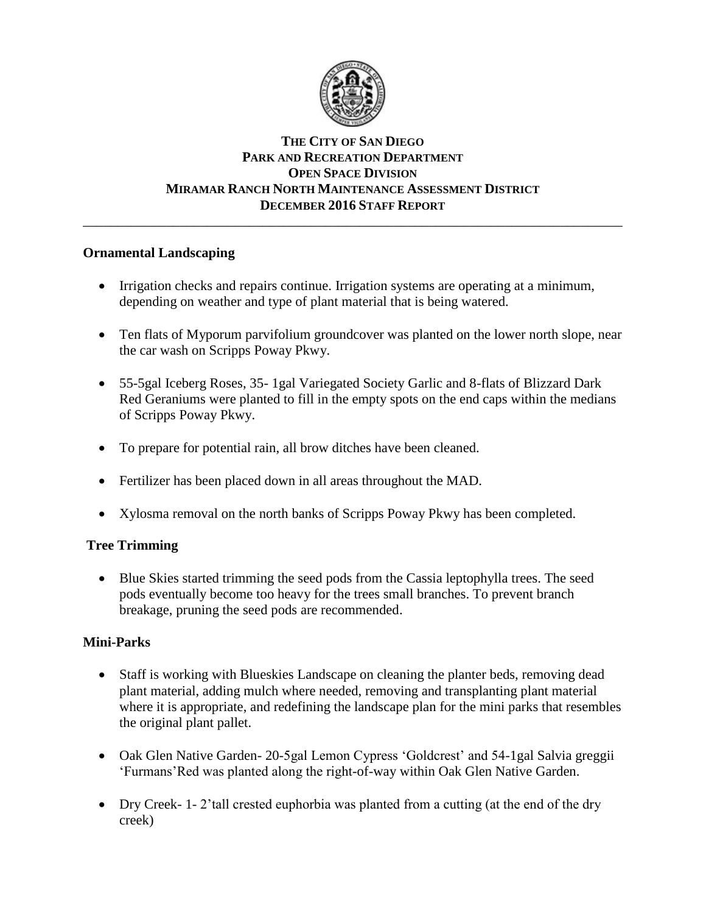**THE CITY OF SAN DIEGO**
**PARK AND RECREATION DEPARTMENT**
**OPEN SPACE DIVISION**
**MIRAMAR RANCH NORTH MAINTENANCE ASSESSMENT DISTRICT**
**DECEMBER 2016 STAFF REPORT**

---

## Ornamental Landscaping

- Irrigation checks and repairs continue. Irrigation systems are operating at a minimum, depending on weather and type of plant material that is being watered.
- Ten flats of Myporum parvifolium groundcover was planted on the lower north slope, near the car wash on Scripps Poway Pkwy.
- 55-5gal Iceberg Roses, 35- 1gal Variegated Society Garlic and 8-flats of Blizzard Dark Red Geraniums were planted to fill in the empty spots on the end caps within the medians of Scripps Poway Pkwy.
- To prepare for potential rain, all brow ditches have been cleaned.
- Fertilizer has been placed down in all areas throughout the MAD.
- Xylosma removal on the north banks of Scripps Poway Pkwy has been completed.

## Tree Trimming

- Blue Skies started trimming the seed pods from the Cassia leptophylla trees. The seed pods eventually become too heavy for the trees small branches. To prevent branch breakage, pruning the seed pods are recommended.

## Mini-Parks

- Staff is working with Blueskies Landscape on cleaning the planter beds, removing dead plant material, adding mulch where needed, removing and transplanting plant material where it is appropriate, and redefining the landscape plan for the mini parks that resembles the original plant pallet.
- Oak Glen Native Garden- 20-5gal Lemon Cypress 'Goldcrest' and 54-1gal Salvia greggii 'Furmans'Red was planted along the right-of-way within Oak Glen Native Garden.
- Dry Creek- 1- 2'tall crested euphorbia was planted from a cutting (at the end of the dry creek)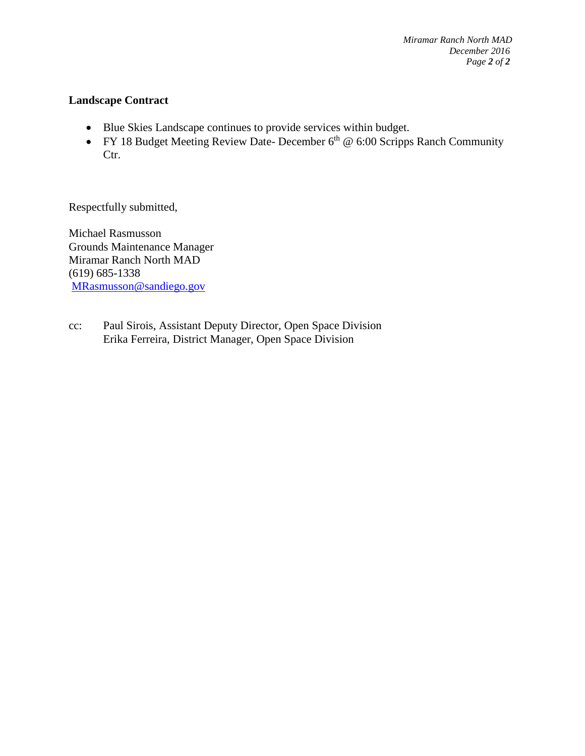**Landscape Contract**

- Blue Skies Landscape continues to provide services within budget.
- FY 18 Budget Meeting Review Date- December 6th @ 6:00 Scripps Ranch Community Ctr.

Respectfully submitted,

Michael Rasmusson
Grounds Maintenance Manager
Miramar Ranch North MAD
(619) 685-1338
MRasmusson@sandiego.gov

cc: Paul Sirois, Assistant Deputy Director, Open Space Division
Erika Ferreira, District Manager, Open Space Division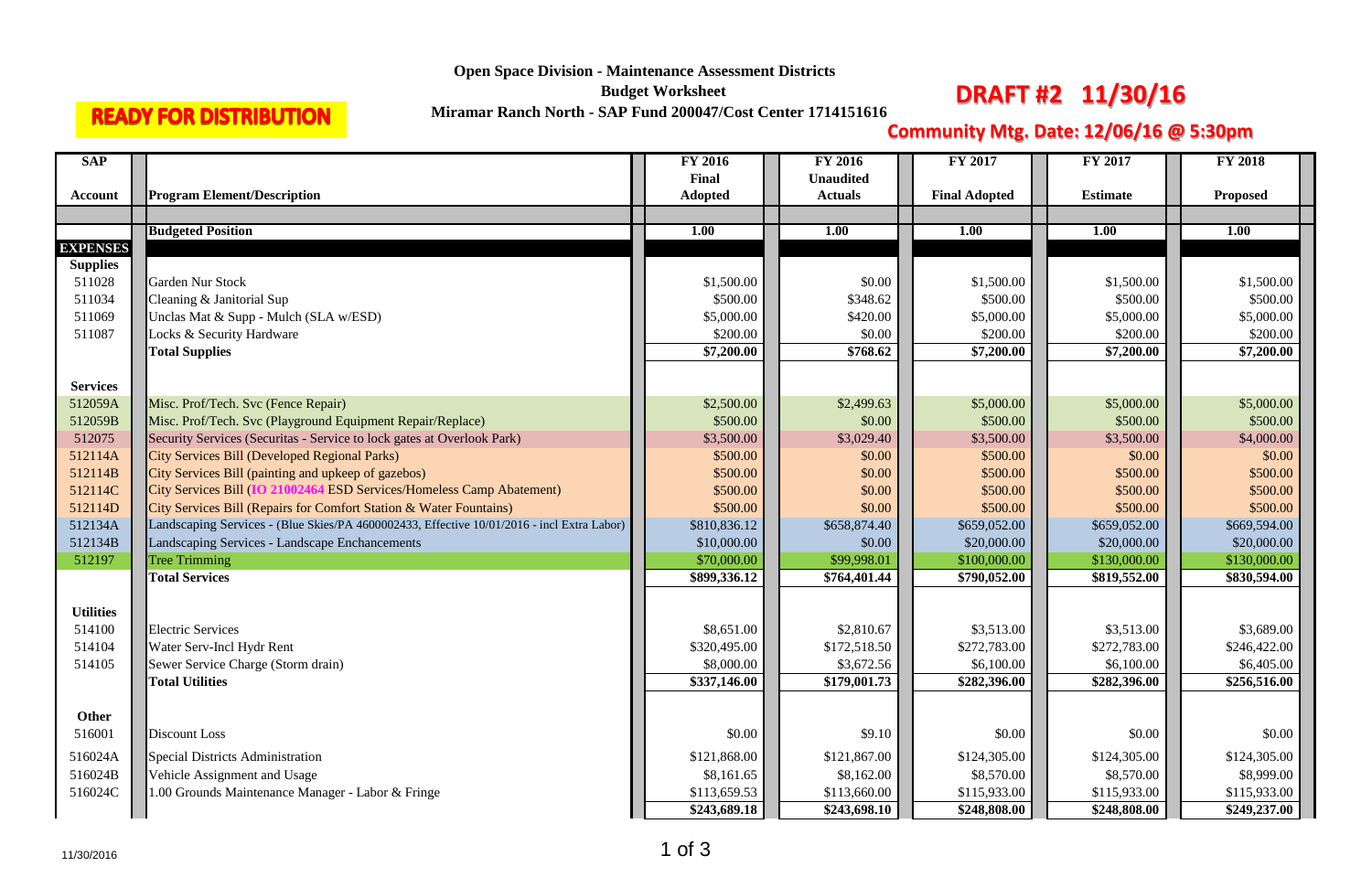**READY FOR DISTRIBUTION**

**Open Space Division - Maintenance Assessment Districts**

**Budget Worksheet**

**Miramar Ranch North - SAP Fund 200047/Cost Center 1714151616**

**DRAFT #2 11/30/16**

**Community Mtg. Date: 12/06/16 @ 5:30pm**

| SAP Account | Program Element/Description | FY 2016 Final Adopted | FY 2016 Unaudited Actuals | FY 2017 Final Adopted | FY 2017 Estimate | FY 2018 Proposed |
|---|---|---|---|---|---|---|
| | **Budgeted Position** | **1.00** | **1.00** | **1.00** | **1.00** | **1.00** |
| **EXPENSES** | | | | | | |
| **Supplies** | | | | | | |
| 511028 | Garden Nur Stock | $1,500.00 | $0.00 | $1,500.00 | $1,500.00 | $1,500.00 |
| 511034 | Cleaning & Janitorial Sup | $500.00 | $348.62 | $500.00 | $500.00 | $500.00 |
| 511069 | Unclas Mat & Supp - Mulch (SLA w/ESD) | $5,000.00 | $420.00 | $5,000.00 | $5,000.00 | $5,000.00 |
| 511087 | Locks & Security Hardware | $200.00 | $0.00 | $200.00 | $200.00 | $200.00 |
| | **Total Supplies** | **$7,200.00** | **$768.62** | **$7,200.00** | **$7,200.00** | **$7,200.00** |
| **Services** | | | | | | |
| 512059A | Misc. Prof/Tech. Svc (Fence Repair) | $2,500.00 | $2,499.63 | $5,000.00 | $5,000.00 | $5,000.00 |
| 512059B | Misc. Prof/Tech. Svc (Playground Equipment Repair/Replace) | $500.00 | $0.00 | $500.00 | $500.00 | $500.00 |
| 512075 | Security Services (Securitas - Service to lock gates at Overlook Park) | $3,500.00 | $3,029.40 | $3,500.00 | $3,500.00 | $4,000.00 |
| 512114A | City Services Bill (Developed Regional Parks) | $500.00 | $0.00 | $500.00 | $0.00 | $0.00 |
| 512114B | City Services Bill (painting and upkeep of gazebos) | $500.00 | $0.00 | $500.00 | $500.00 | $500.00 |
| 512114C | City Services Bill (IO 21002464 ESD Services/Homeless Camp Abatement) | $500.00 | $0.00 | $500.00 | $500.00 | $500.00 |
| 512114D | City Services Bill (Repairs for Comfort Station & Water Fountains) | $500.00 | $0.00 | $500.00 | $500.00 | $500.00 |
| 512134A | Landscaping Services - (Blue Skies/PA 4600002433, Effective 10/01/2016 - incl Extra Labor) | $810,836.12 | $658,874.40 | $659,052.00 | $659,052.00 | $669,594.00 |
| 512134B | Landscaping Services - Landscape Enchancements | $10,000.00 | $0.00 | $20,000.00 | $20,000.00 | $20,000.00 |
| 512197 | Tree Trimming | $70,000.00 | $99,998.01 | $100,000.00 | $130,000.00 | $130,000.00 |
| | **Total Services** | **$899,336.12** | **$764,401.44** | **$790,052.00** | **$819,552.00** | **$830,594.00** |
| **Utilities** | | | | | | |
| 514100 | Electric Services | $8,651.00 | $2,810.67 | $3,513.00 | $3,513.00 | $3,689.00 |
| 514104 | Water Serv-Incl Hydr Rent | $320,495.00 | $172,518.50 | $272,783.00 | $272,783.00 | $246,422.00 |
| 514105 | Sewer Service Charge (Storm drain) | $8,000.00 | $3,672.56 | $6,100.00 | $6,100.00 | $6,405.00 |
| | **Total Utilities** | **$337,146.00** | **$179,001.73** | **$282,396.00** | **$282,396.00** | **$256,516.00** |
| **Other** | | | | | | |
| 516001 | Discount Loss | $0.00 | $9.10 | $0.00 | $0.00 | $0.00 |
| 516024A | Special Districts Administration | $121,868.00 | $121,867.00 | $124,305.00 | $124,305.00 | $124,305.00 |
| 516024B | Vehicle Assignment and Usage | $8,161.65 | $8,162.00 | $8,570.00 | $8,570.00 | $8,999.00 |
| 516024C | 1.00 Grounds Maintenance Manager - Labor & Fringe | $113,659.53 | $113,660.00 | $115,933.00 | $115,933.00 | $115,933.00 |
| | | **$243,689.18** | **$243,698.10** | **$248,808.00** | **$248,808.00** | **$249,237.00** |

11/30/2016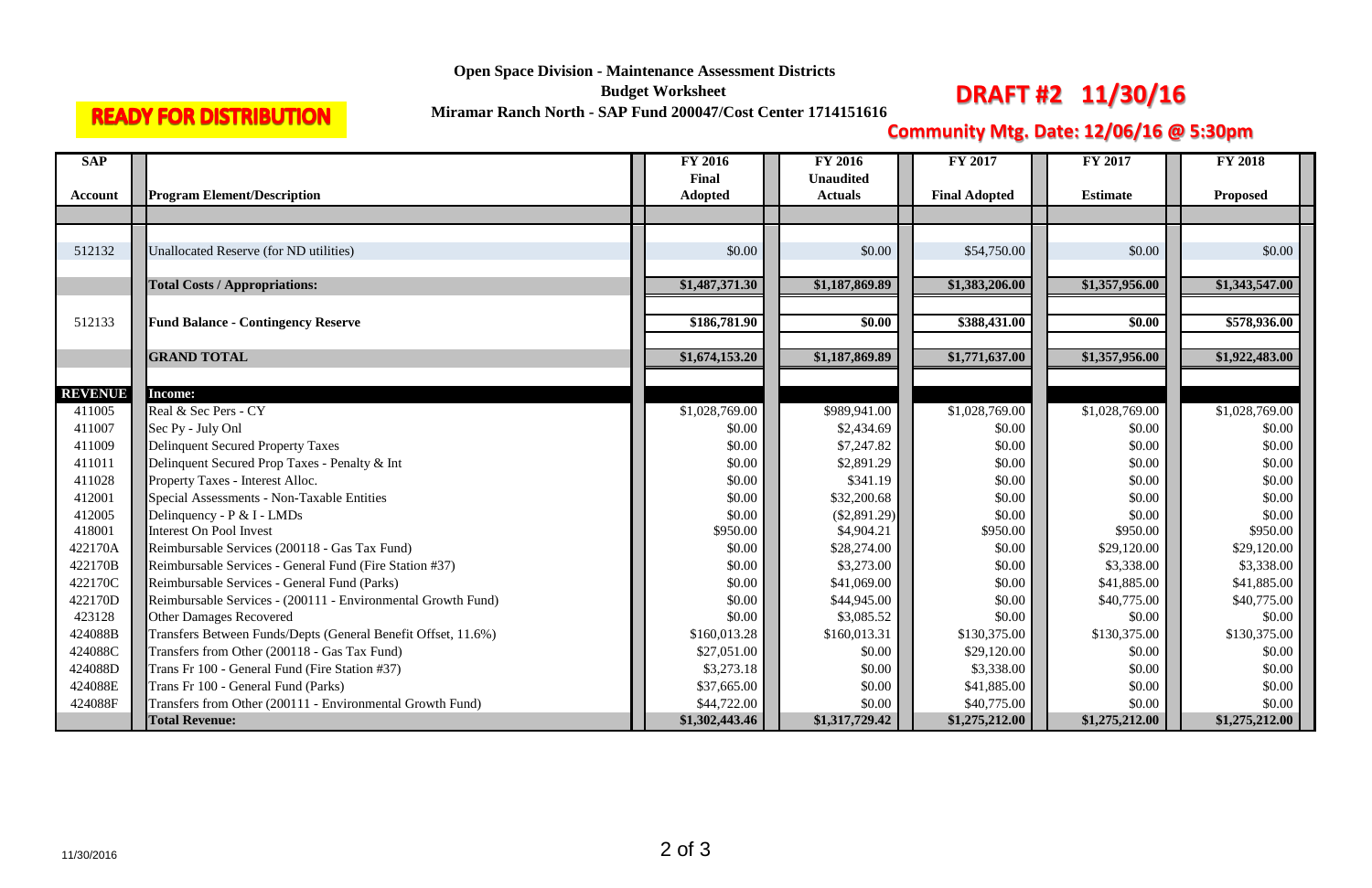**READY FOR DISTRIBUTION**

**Open Space Division - Maintenance Assessment Districts**

**Budget Worksheet**

**Miramar Ranch North - SAP Fund 200047/Cost Center 1714151616**

**DRAFT #2 11/30/16**

**Community Mtg. Date: 12/06/16 @ 5:30pm**

| SAP Account | Program Element/Description | FY 2016 Final Adopted | FY 2016 Unaudited Actuals | FY 2017 Final Adopted | FY 2017 Estimate | FY 2018 Proposed |
|---|---|---|---|---|---|---|
| 512132 | Unallocated Reserve (for ND utilities) | $0.00 | $0.00 | $54,750.00 | $0.00 | $0.00 |
| | **Total Costs / Appropriations:** | **$1,487,371.30** | **$1,187,869.89** | **$1,383,206.00** | **$1,357,956.00** | **$1,343,547.00** |
| 512133 | **Fund Balance - Contingency Reserve** | **$186,781.90** | **$0.00** | **$388,431.00** | **$0.00** | **$578,936.00** |
| | **GRAND TOTAL** | **$1,674,153.20** | **$1,187,869.89** | **$1,771,637.00** | **$1,357,956.00** | **$1,922,483.00** |
| **REVENUE** | **Income:** | | | | | |
| 411005 | Real & Sec Pers - CY | $1,028,769.00 | $989,941.00 | $1,028,769.00 | $1,028,769.00 | $1,028,769.00 |
| 411007 | Sec Py - July Onl | $0.00 | $2,434.69 | $0.00 | $0.00 | $0.00 |
| 411009 | Delinquent Secured Property Taxes | $0.00 | $7,247.82 | $0.00 | $0.00 | $0.00 |
| 411011 | Delinquent Secured Prop Taxes - Penalty & Int | $0.00 | $2,891.29 | $0.00 | $0.00 | $0.00 |
| 411028 | Property Taxes - Interest Alloc. | $0.00 | $341.19 | $0.00 | $0.00 | $0.00 |
| 412001 | Special Assessments - Non-Taxable Entities | $0.00 | $32,200.68 | $0.00 | $0.00 | $0.00 |
| 412005 | Delinquency - P & I - LMDs | $0.00 | ($2,891.29) | $0.00 | $0.00 | $0.00 |
| 418001 | Interest On Pool Invest | $950.00 | $4,904.21 | $950.00 | $950.00 | $950.00 |
| 422170A | Reimbursable Services (200118 - Gas Tax Fund) | $0.00 | $28,274.00 | $0.00 | $29,120.00 | $29,120.00 |
| 422170B | Reimbursable Services - General Fund (Fire Station #37) | $0.00 | $3,273.00 | $0.00 | $3,338.00 | $3,338.00 |
| 422170C | Reimbursable Services - General Fund (Parks) | $0.00 | $41,069.00 | $0.00 | $41,885.00 | $41,885.00 |
| 422170D | Reimbursable Services - (200111 - Environmental Growth Fund) | $0.00 | $44,945.00 | $0.00 | $40,775.00 | $40,775.00 |
| 423128 | Other Damages Recovered | $0.00 | $3,085.52 | $0.00 | $0.00 | $0.00 |
| 424088B | Transfers Between Funds/Depts (General Benefit Offset, 11.6%) | $160,013.28 | $160,013.31 | $130,375.00 | $130,375.00 | $130,375.00 |
| 424088C | Transfers from Other (200118 - Gas Tax Fund) | $27,051.00 | $0.00 | $29,120.00 | $0.00 | $0.00 |
| 424088D | Trans Fr 100 - General Fund (Fire Station #37) | $3,273.18 | $0.00 | $3,338.00 | $0.00 | $0.00 |
| 424088E | Trans Fr 100 - General Fund (Parks) | $37,665.00 | $0.00 | $41,885.00 | $0.00 | $0.00 |
| 424088F | Transfers from Other (200111 - Environmental Growth Fund) | $44,722.00 | $0.00 | $40,775.00 | $0.00 | $0.00 |
| | **Total Revenue:** | **$1,302,443.46** | **$1,317,729.42** | **$1,275,212.00** | **$1,275,212.00** | **$1,275,212.00** |

11/30/2016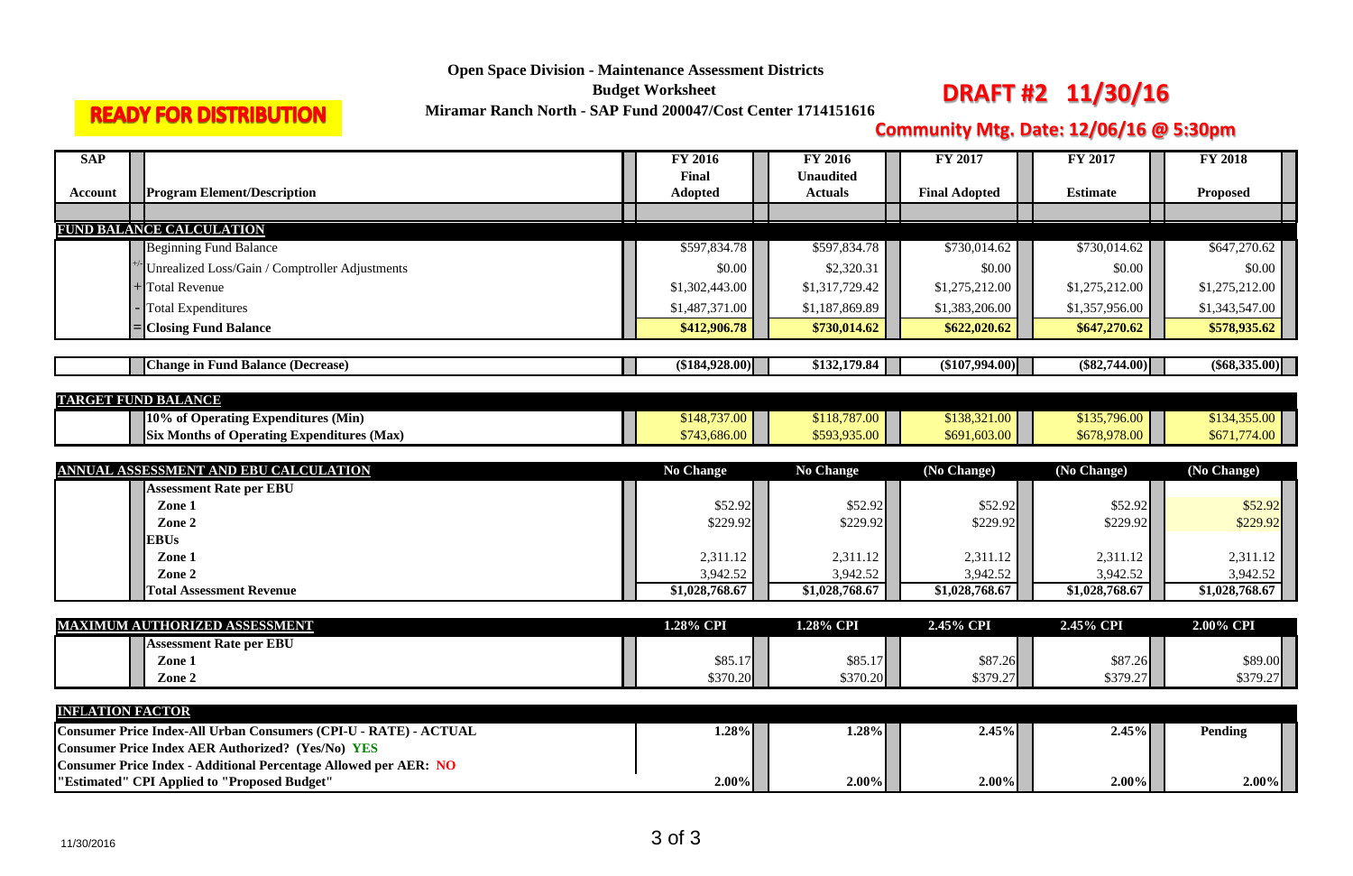**READY FOR DISTRIBUTION**

**Open Space Division - Maintenance Assessment Districts**

**Budget Worksheet**

**Miramar Ranch North - SAP Fund 200047/Cost Center 1714151616**

**DRAFT #2 11/30/16**

**Community Mtg. Date: 12/06/16 @ 5:30pm**

| SAP Account | | Program Element/Description | FY 2016 Final Adopted | FY 2016 Unaudited Actuals | FY 2017 Final Adopted | FY 2017 Estimate | FY 2018 Proposed |
|---|---|---|---|---|---|---|---|
| **FUND BALANCE CALCULATION** | | | | | | | |
| | | Beginning Fund Balance | $597,834.78 | $597,834.78 | $730,014.62 | $730,014.62 | $647,270.62 |
| | +/- | Unrealized Loss/Gain / Comptroller Adjustments | $0.00 | $2,320.31 | $0.00 | $0.00 | $0.00 |
| | + | Total Revenue | $1,302,443.00 | $1,317,729.42 | $1,275,212.00 | $1,275,212.00 | $1,275,212.00 |
| | - | Total Expenditures | $1,487,371.00 | $1,187,869.89 | $1,383,206.00 | $1,357,956.00 | $1,343,547.00 |
| | = | **Closing Fund Balance** | **$412,906.78** | **$730,014.62** | **$622,020.62** | **$647,270.62** | **$578,935.62** |
| | | **Change in Fund Balance (Decrease)** | **($184,928.00)** | **$132,179.84** | **($107,994.00)** | **($82,744.00)** | **($68,335.00)** |
| **TARGET FUND BALANCE** | | | | | | | |
| | | **10% of Operating Expenditures (Min)** | $148,737.00 | $118,787.00 | $138,321.00 | $135,796.00 | $134,355.00 |
| | | **Six Months of Operating Expenditures (Max)** | $743,686.00 | $593,935.00 | $691,603.00 | $678,978.00 | $671,774.00 |
| **ANNUAL ASSESSMENT AND EBU CALCULATION** | | | **No Change** | **No Change** | **(No Change)** | **(No Change)** | **(No Change)** |
| | | **Assessment Rate per EBU** | | | | | |
| | | **Zone 1** | $52.92 | $52.92 | $52.92 | $52.92 | $52.92 |
| | | **Zone 2** | $229.92 | $229.92 | $229.92 | $229.92 | $229.92 |
| | | **EBUs** | | | | | |
| | | **Zone 1** | 2,311.12 | 2,311.12 | 2,311.12 | 2,311.12 | 2,311.12 |
| | | **Zone 2** | 3,942.52 | 3,942.52 | 3,942.52 | 3,942.52 | 3,942.52 |
| | | **Total Assessment Revenue** | **$1,028,768.67** | **$1,028,768.67** | **$1,028,768.67** | **$1,028,768.67** | **$1,028,768.67** |
| **MAXIMUM AUTHORIZED ASSESSMENT** | | | **1.28% CPI** | **1.28% CPI** | **2.45% CPI** | **2.45% CPI** | **2.00% CPI** |
| | | **Assessment Rate per EBU** | | | | | |
| | | **Zone 1** | $85.17 | $85.17 | $87.26 | $87.26 | $89.00 |
| | | **Zone 2** | $370.20 | $370.20 | $379.27 | $379.27 | $379.27 |
| **INFLATION FACTOR** | | | | | | | |
| **Consumer Price Index-All Urban Consumers (CPI-U - RATE) - ACTUAL** | | | **1.28%** | **1.28%** | **2.45%** | **2.45%** | **Pending** |
| **Consumer Price Index AER Authorized? (Yes/No) YES** | | | | | | | |
| **Consumer Price Index - Additional Percentage Allowed per AER: NO** | | | | | | | |
| **"Estimated" CPI Applied to "Proposed Budget"** | | | **2.00%** | **2.00%** | **2.00%** | **2.00%** | **2.00%** |

11/30/2016